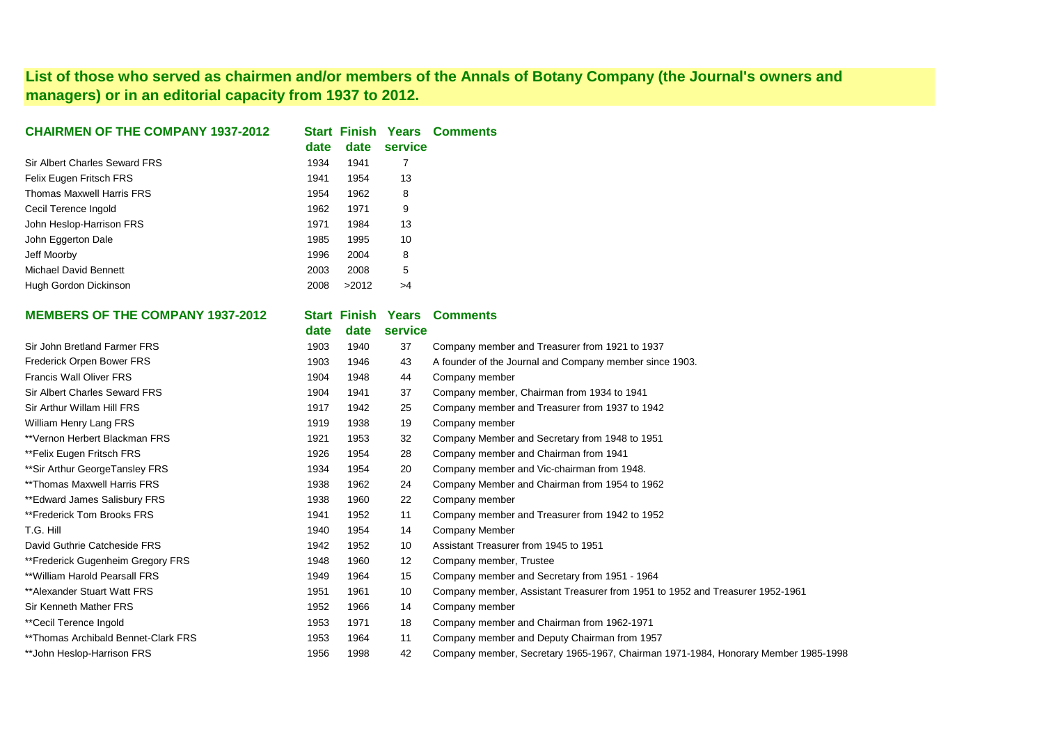**List of those who served as chairmen and/or members of the Annals of Botany Company (the Journal's owners and managers) or in an editorial capacity from 1937 to 2012.**

| CHAIRMEN OF THE COMPANY 1937-2012 | Start date | Finish date | Years service | Comments |
|---|---|---|---|---|
| Sir Albert Charles Seward FRS | 1934 | 1941 | 7 | |
| Felix Eugen Fritsch FRS | 1941 | 1954 | 13 | |
| Thomas Maxwell Harris FRS | 1954 | 1962 | 8 | |
| Cecil Terence Ingold | 1962 | 1971 | 9 | |
| John Heslop-Harrison FRS | 1971 | 1984 | 13 | |
| John Eggerton Dale | 1985 | 1995 | 10 | |
| Jeff Moorby | 1996 | 2004 | 8 | |
| Michael David Bennett | 2003 | 2008 | 5 | |
| Hugh Gordon Dickinson | 2008 | >2012 | >4 | |

| MEMBERS OF THE COMPANY 1937-2012 | Start date | Finish date | Years service | Comments |
|---|---|---|---|---|
| Sir John Bretland Farmer FRS | 1903 | 1940 | 37 | Company member and Treasurer from 1921 to 1937 |
| Frederick Orpen Bower FRS | 1903 | 1946 | 43 | A founder of the Journal and Company member since 1903. |
| Francis Wall Oliver FRS | 1904 | 1948 | 44 | Company member |
| Sir Albert Charles Seward FRS | 1904 | 1941 | 37 | Company member, Chairman from 1934 to 1941 |
| Sir Arthur Willam Hill FRS | 1917 | 1942 | 25 | Company member and Treasurer from 1937 to 1942 |
| William Henry Lang FRS | 1919 | 1938 | 19 | Company member |
| **Vernon Herbert Blackman FRS | 1921 | 1953 | 32 | Company Member and Secretary from 1948 to 1951 |
| **Felix Eugen Fritsch FRS | 1926 | 1954 | 28 | Company member and Chairman from 1941 |
| **Sir Arthur GeorgeTansley FRS | 1934 | 1954 | 20 | Company member and Vic-chairman from 1948. |
| **Thomas Maxwell Harris FRS | 1938 | 1962 | 24 | Company Member and Chairman from 1954 to 1962 |
| **Edward James Salisbury FRS | 1938 | 1960 | 22 | Company member |
| **Frederick Tom Brooks FRS | 1941 | 1952 | 11 | Company member and Treasurer from 1942 to 1952 |
| T.G. Hill | 1940 | 1954 | 14 | Company Member |
| David Guthrie Catcheside FRS | 1942 | 1952 | 10 | Assistant Treasurer from 1945 to 1951 |
| **Frederick Gugenheim Gregory FRS | 1948 | 1960 | 12 | Company member, Trustee |
| **William Harold Pearsall FRS | 1949 | 1964 | 15 | Company member and Secretary from 1951 - 1964 |
| **Alexander Stuart Watt FRS | 1951 | 1961 | 10 | Company member, Assistant Treasurer from 1951 to 1952 and Treasurer 1952-1961 |
| Sir Kenneth Mather FRS | 1952 | 1966 | 14 | Company member |
| **Cecil Terence Ingold | 1953 | 1971 | 18 | Company member and Chairman from 1962-1971 |
| **Thomas Archibald Bennet-Clark FRS | 1953 | 1964 | 11 | Company member and Deputy Chairman from 1957 |
| **John Heslop-Harrison FRS | 1956 | 1998 | 42 | Company member, Secretary 1965-1967, Chairman 1971-1984, Honorary Member 1985-1998 |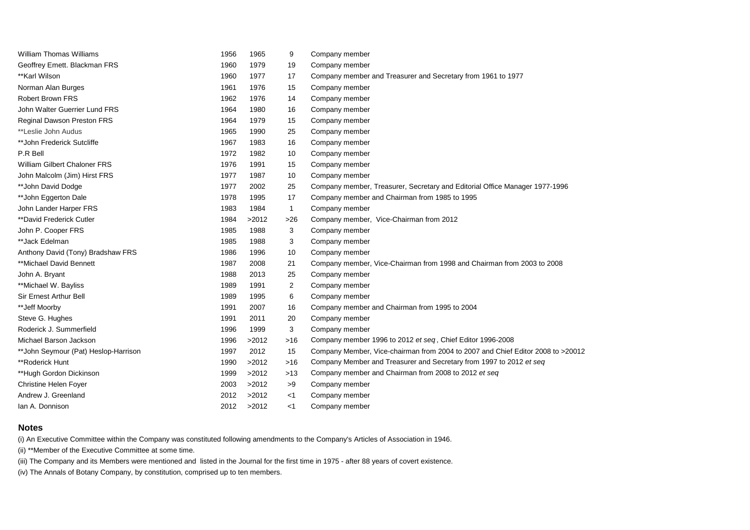| | | | | |
|---|---|---|---|---|
| William Thomas Williams | 1956 | 1965 | 9 | Company member |
| Geoffrey Emett. Blackman FRS | 1960 | 1979 | 19 | Company member |
| **Karl Wilson | 1960 | 1977 | 17 | Company member and Treasurer and Secretary from 1961 to 1977 |
| Norman Alan Burges | 1961 | 1976 | 15 | Company member |
| Robert Brown FRS | 1962 | 1976 | 14 | Company member |
| John Walter Guerrier Lund FRS | 1964 | 1980 | 16 | Company member |
| Reginal Dawson Preston FRS | 1964 | 1979 | 15 | Company member |
| **Leslie John Audus | 1965 | 1990 | 25 | Company member |
| **John Frederick Sutcliffe | 1967 | 1983 | 16 | Company member |
| P.R Bell | 1972 | 1982 | 10 | Company member |
| William Gilbert Chaloner FRS | 1976 | 1991 | 15 | Company member |
| John Malcolm (Jim) Hirst FRS | 1977 | 1987 | 10 | Company member |
| **John David Dodge | 1977 | 2002 | 25 | Company member, Treasurer, Secretary and Editorial Office Manager 1977-1996 |
| **John Eggerton Dale | 1978 | 1995 | 17 | Company member and Chairman from 1985 to 1995 |
| John Lander Harper FRS | 1983 | 1984 | 1 | Company member |
| **David Frederick Cutler | 1984 | >2012 | >26 | Company member, Vice-Chairman from 2012 |
| John P. Cooper FRS | 1985 | 1988 | 3 | Company member |
| **Jack Edelman | 1985 | 1988 | 3 | Company member |
| Anthony David (Tony) Bradshaw FRS | 1986 | 1996 | 10 | Company member |
| **Michael David Bennett | 1987 | 2008 | 21 | Company member, Vice-Chairman from 1998 and Chairman from 2003 to 2008 |
| John A. Bryant | 1988 | 2013 | 25 | Company member |
| **Michael W. Bayliss | 1989 | 1991 | 2 | Company member |
| Sir Ernest Arthur Bell | 1989 | 1995 | 6 | Company member |
| **Jeff Moorby | 1991 | 2007 | 16 | Company member and Chairman from 1995 to 2004 |
| Steve G. Hughes | 1991 | 2011 | 20 | Company member |
| Roderick J. Summerfield | 1996 | 1999 | 3 | Company member |
| Michael Barson Jackson | 1996 | >2012 | >16 | Company member 1996 to 2012 *et seq* , Chief Editor 1996-2008 |
| **John Seymour (Pat) Heslop-Harrison | 1997 | 2012 | 15 | Company Member, Vice-chairman from 2004 to 2007 and Chief Editor 2008 to >20012 |
| **Roderick Hunt | 1990 | >2012 | >16 | Company Member and Treasurer and Secretary from 1997 to 2012 *et seq* |
| **Hugh Gordon Dickinson | 1999 | >2012 | >13 | Company member and Chairman from 2008 to 2012 *et seq* |
| Christine Helen Foyer | 2003 | >2012 | >9 | Company member |
| Andrew J. Greenland | 2012 | >2012 | <1 | Company member |
| Ian A. Donnison | 2012 | >2012 | <1 | Company member |

## Notes

(i) An Executive Committee within the Company was constituted following amendments to the Company's Articles of Association in 1946.

(ii) **Member of the Executive Committee at some time.

(iii) The Company and its Members were mentioned and listed in the Journal for the first time in 1975 - after 88 years of covert existence.

(iv) The Annals of Botany Company, by constitution, comprised up to ten members.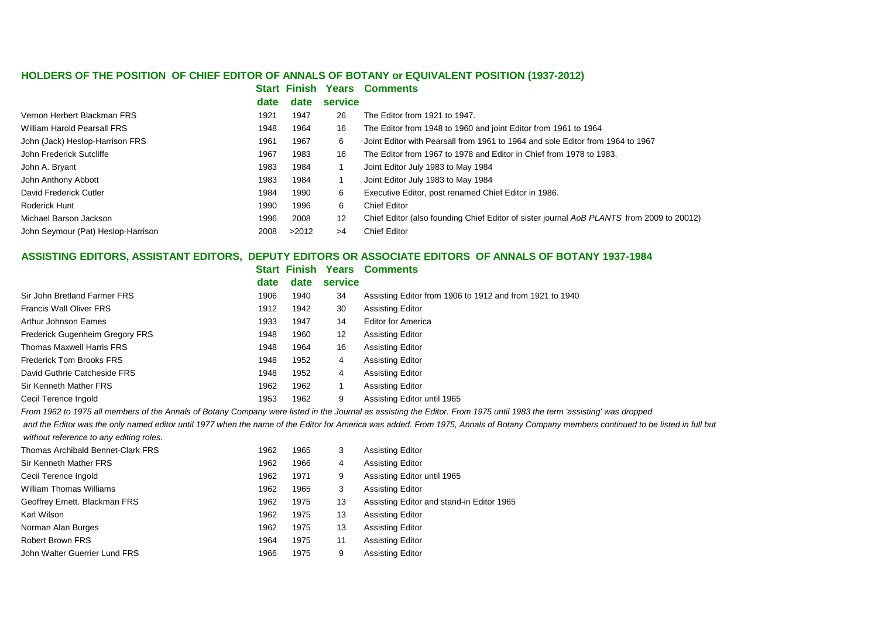## HOLDERS OF THE POSITION OF CHIEF EDITOR OF ANNALS OF BOTANY or EQUIVALENT POSITION (1937-2012)

| | Start date | Finish date | Years service | Comments |
|---|---|---|---|---|
| Vernon Herbert Blackman FRS | 1921 | 1947 | 26 | The Editor from 1921 to 1947. |
| William Harold Pearsall FRS | 1948 | 1964 | 16 | The Editor from 1948 to 1960 and joint Editor from 1961 to 1964 |
| John (Jack) Heslop-Harrison FRS | 1961 | 1967 | 6 | Joint Editor with Pearsall from 1961 to 1964 and sole Editor from 1964 to 1967 |
| John Frederick Sutcliffe | 1967 | 1983 | 16 | The Editor from 1967 to 1978 and Editor in Chief from 1978 to 1983. |
| John A. Bryant | 1983 | 1984 | 1 | Joint Editor July 1983 to May 1984 |
| John Anthony Abbott | 1983 | 1984 | 1 | Joint Editor July 1983 to May 1984 |
| David Frederick Cutler | 1984 | 1990 | 6 | Executive Editor, post renamed Chief Editor in 1986. |
| Roderick Hunt | 1990 | 1996 | 6 | Chief Editor |
| Michael Barson Jackson | 1996 | 2008 | 12 | Chief Editor (also founding Chief Editor of sister journal *AoB PLANTS* from 2009 to 20012) |
| John Seymour (Pat) Heslop-Harrison | 2008 | >2012 | >4 | Chief Editor |

## ASSISTING EDITORS, ASSISTANT EDITORS, DEPUTY EDITORS OR ASSOCIATE EDITORS OF ANNALS OF BOTANY 1937-1984

| | Start date | Finish date | Years service | Comments |
|---|---|---|---|---|
| Sir John Bretland Farmer FRS | 1906 | 1940 | 34 | Assisting Editor from 1906 to 1912 and from 1921 to 1940 |
| Francis Wall Oliver FRS | 1912 | 1942 | 30 | Assisting Editor |
| Arthur Johnson Eames | 1933 | 1947 | 14 | Editor for America |
| Frederick Gugenheim Gregory FRS | 1948 | 1960 | 12 | Assisting Editor |
| Thomas Maxwell Harris FRS | 1948 | 1964 | 16 | Assisting Editor |
| Frederick Tom Brooks FRS | 1948 | 1952 | 4 | Assisting Editor |
| David Guthrie Catcheside FRS | 1948 | 1952 | 4 | Assisting Editor |
| Sir Kenneth Mather FRS | 1962 | 1962 | 1 | Assisting Editor |
| Cecil Terence Ingold | 1953 | 1962 | 9 | Assisting Editor until 1965 |

*From 1962 to 1975 all members of the Annals of Botany Company were listed in the Journal as assisting the Editor. From 1975 until 1983 the term 'assisting' was dropped and the Editor was the only named editor until 1977 when the name of the Editor for America was added. From 1975, Annals of Botany Company members continued to be listed in full but without reference to any editing roles.*

| | Start date | Finish date | Years service | Comments |
|---|---|---|---|---|
| Thomas Archibald Bennet-Clark FRS | 1962 | 1965 | 3 | Assisting Editor |
| Sir Kenneth Mather FRS | 1962 | 1966 | 4 | Assisting Editor |
| Cecil Terence Ingold | 1962 | 1971 | 9 | Assisting Editor until 1965 |
| William Thomas Williams | 1962 | 1965 | 3 | Assisting Editor |
| Geoffrey Emett. Blackman FRS | 1962 | 1975 | 13 | Assisting Editor and stand-in Editor 1965 |
| Karl Wilson | 1962 | 1975 | 13 | Assisting Editor |
| Norman Alan Burges | 1962 | 1975 | 13 | Assisting Editor |
| Robert Brown FRS | 1964 | 1975 | 11 | Assisting Editor |
| John Walter Guerrier Lund FRS | 1966 | 1975 | 9 | Assisting Editor |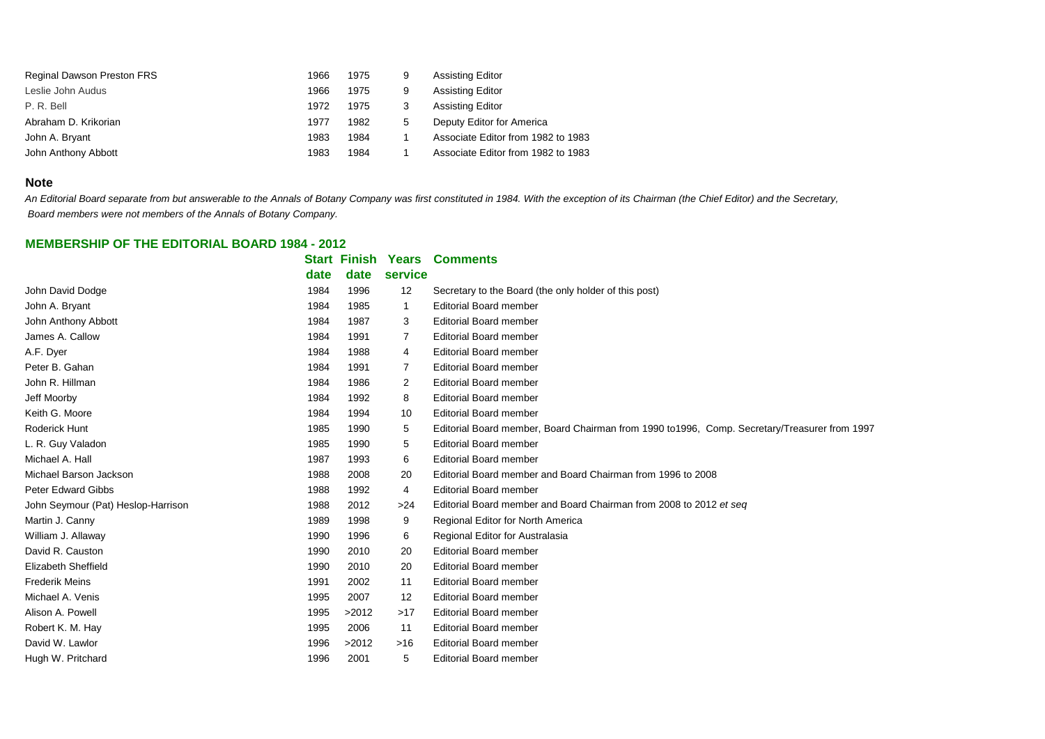| | | | | |
|---|---|---|---|---|
| Reginal Dawson Preston FRS | 1966 | 1975 | 9 | Assisting Editor |
| Leslie John Audus | 1966 | 1975 | 9 | Assisting Editor |
| P. R. Bell | 1972 | 1975 | 3 | Assisting Editor |
| Abraham D. Krikorian | 1977 | 1982 | 5 | Deputy Editor for America |
| John A. Bryant | 1983 | 1984 | 1 | Associate Editor from 1982 to 1983 |
| John Anthony Abbott | 1983 | 1984 | 1 | Associate Editor from 1982 to 1983 |

## Note

*An Editorial Board separate from but answerable to the Annals of Botany Company was first constituted in 1984. With the exception of its Chairman (the Chief Editor) and the Secretary, Board members were not members of the Annals of Botany Company.*

## MEMBERSHIP OF THE EDITORIAL BOARD 1984 - 2012

| | Start date | Finish date | Years service | Comments |
|---|---|---|---|---|
| John David Dodge | 1984 | 1996 | 12 | Secretary to the Board (the only holder of this post) |
| John A. Bryant | 1984 | 1985 | 1 | Editorial Board member |
| John Anthony Abbott | 1984 | 1987 | 3 | Editorial Board member |
| James A. Callow | 1984 | 1991 | 7 | Editorial Board member |
| A.F. Dyer | 1984 | 1988 | 4 | Editorial Board member |
| Peter B. Gahan | 1984 | 1991 | 7 | Editorial Board member |
| John R. Hillman | 1984 | 1986 | 2 | Editorial Board member |
| Jeff Moorby | 1984 | 1992 | 8 | Editorial Board member |
| Keith G. Moore | 1984 | 1994 | 10 | Editorial Board member |
| Roderick Hunt | 1985 | 1990 | 5 | Editorial Board member, Board Chairman from 1990 to1996, Comp. Secretary/Treasurer from 1997 |
| L. R. Guy Valadon | 1985 | 1990 | 5 | Editorial Board member |
| Michael A. Hall | 1987 | 1993 | 6 | Editorial Board member |
| Michael Barson Jackson | 1988 | 2008 | 20 | Editorial Board member and Board Chairman from 1996 to 2008 |
| Peter Edward Gibbs | 1988 | 1992 | 4 | Editorial Board member |
| John Seymour (Pat) Heslop-Harrison | 1988 | 2012 | >24 | Editorial Board member and Board Chairman from 2008 to 2012 *et seq* |
| Martin J. Canny | 1989 | 1998 | 9 | Regional Editor for North America |
| William J. Allaway | 1990 | 1996 | 6 | Regional Editor for Australasia |
| David R. Causton | 1990 | 2010 | 20 | Editorial Board member |
| Elizabeth Sheffield | 1990 | 2010 | 20 | Editorial Board member |
| Frederik Meins | 1991 | 2002 | 11 | Editorial Board member |
| Michael A. Venis | 1995 | 2007 | 12 | Editorial Board member |
| Alison A. Powell | 1995 | >2012 | >17 | Editorial Board member |
| Robert K. M. Hay | 1995 | 2006 | 11 | Editorial Board member |
| David W. Lawlor | 1996 | >2012 | >16 | Editorial Board member |
| Hugh W. Pritchard | 1996 | 2001 | 5 | Editorial Board member |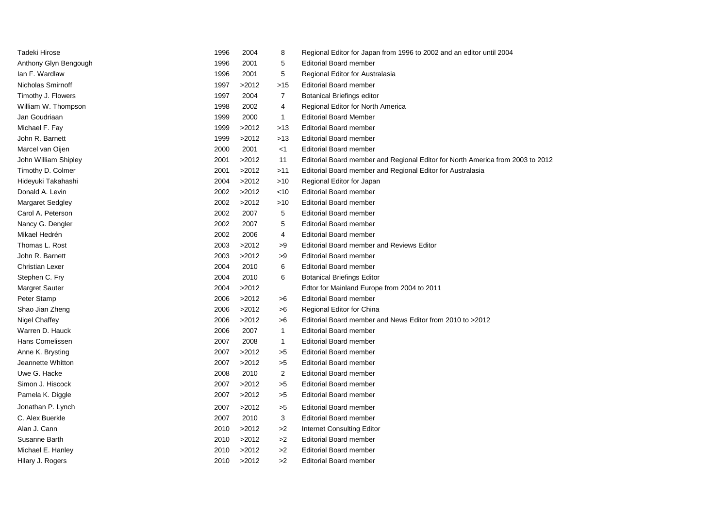| | | | | |
|---|---|---|---|---|
| Tadeki Hirose | 1996 | 2004 | 8 | Regional Editor for Japan from 1996 to 2002 and an editor until 2004 |
| Anthony Glyn Bengough | 1996 | 2001 | 5 | Editorial Board member |
| Ian F. Wardlaw | 1996 | 2001 | 5 | Regional Editor for Australasia |
| Nicholas Smirnoff | 1997 | >2012 | >15 | Editorial Board member |
| Timothy J. Flowers | 1997 | 2004 | 7 | Botanical Briefings editor |
| William W. Thompson | 1998 | 2002 | 4 | Regional Editor for North America |
| Jan Goudriaan | 1999 | 2000 | 1 | Editorial Board Member |
| Michael F. Fay | 1999 | >2012 | >13 | Editorial Board member |
| John R. Barnett | 1999 | >2012 | >13 | Editorial Board member |
| Marcel van Oijen | 2000 | 2001 | <1 | Editorial Board member |
| John William Shipley | 2001 | >2012 | 11 | Editorial Board member and Regional Editor for North America from 2003 to 2012 |
| Timothy D. Colmer | 2001 | >2012 | >11 | Editorial Board member and Regional Editor for Australasia |
| Hideyuki Takahashi | 2004 | >2012 | >10 | Regional Editor for Japan |
| Donald A. Levin | 2002 | >2012 | <10 | Editorial Board member |
| Margaret Sedgley | 2002 | >2012 | >10 | Editorial Board member |
| Carol A. Peterson | 2002 | 2007 | 5 | Editorial Board member |
| Nancy G. Dengler | 2002 | 2007 | 5 | Editorial Board member |
| Mikael Hedrén | 2002 | 2006 | 4 | Editorial Board member |
| Thomas L. Rost | 2003 | >2012 | >9 | Editorial Board member and Reviews Editor |
| John R. Barnett | 2003 | >2012 | >9 | Editorial Board member |
| Christian Lexer | 2004 | 2010 | 6 | Editorial Board member |
| Stephen C. Fry | 2004 | 2010 | 6 | Botanical Briefings Editor |
| Margret Sauter | 2004 | >2012 | | Edtor for Mainland Europe from 2004 to 2011 |
| Peter Stamp | 2006 | >2012 | >6 | Editorial Board member |
| Shao Jian Zheng | 2006 | >2012 | >6 | Regional Editor for China |
| Nigel Chaffey | 2006 | >2012 | >6 | Editorial Board member and News Editor from 2010 to >2012 |
| Warren D. Hauck | 2006 | 2007 | 1 | Editorial Board member |
| Hans Cornelissen | 2007 | 2008 | 1 | Editorial Board member |
| Anne K. Brysting | 2007 | >2012 | >5 | Editorial Board member |
| Jeannette Whitton | 2007 | >2012 | >5 | Editorial Board member |
| Uwe G. Hacke | 2008 | 2010 | 2 | Editorial Board member |
| Simon J. Hiscock | 2007 | >2012 | >5 | Editorial Board member |
| Pamela K. Diggle | 2007 | >2012 | >5 | Editorial Board member |
| Jonathan P. Lynch | 2007 | >2012 | >5 | Editorial Board member |
| C. Alex Buerkle | 2007 | 2010 | 3 | Editorial Board member |
| Alan J. Cann | 2010 | >2012 | >2 | Internet Consulting Editor |
| Susanne Barth | 2010 | >2012 | >2 | Editorial Board member |
| Michael E. Hanley | 2010 | >2012 | >2 | Editorial Board member |
| Hilary J. Rogers | 2010 | >2012 | >2 | Editorial Board member |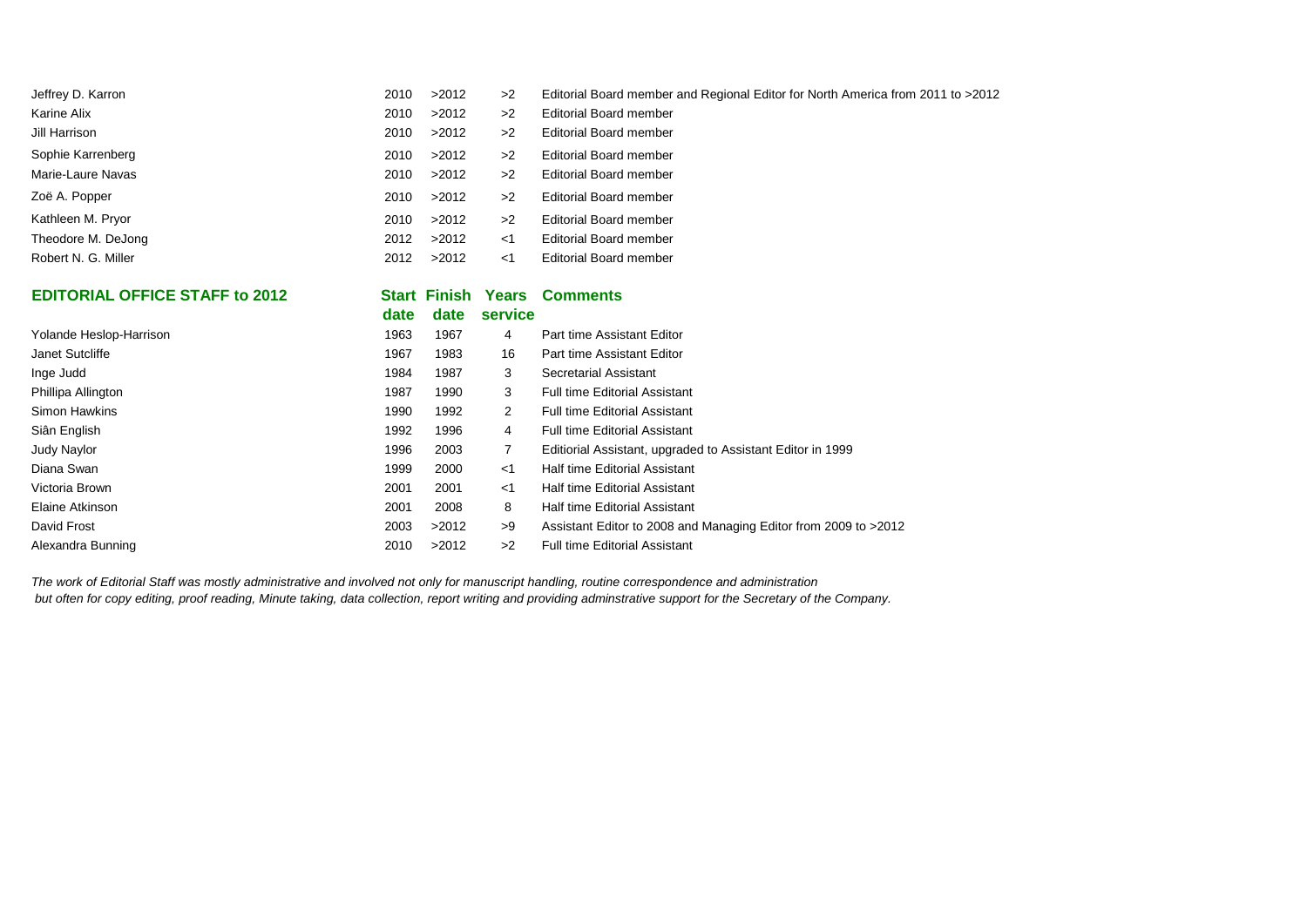| | | | | |
|---|---|---|---|---|
| Jeffrey D. Karron | 2010 | >2012 | >2 | Editorial Board member and Regional Editor for North America from 2011 to >2012 |
| Karine Alix | 2010 | >2012 | >2 | Editorial Board member |
| Jill Harrison | 2010 | >2012 | >2 | Editorial Board member |
| Sophie Karrenberg | 2010 | >2012 | >2 | Editorial Board member |
| Marie-Laure Navas | 2010 | >2012 | >2 | Editorial Board member |
| Zoë A. Popper | 2010 | >2012 | >2 | Editorial Board member |
| Kathleen M. Pryor | 2010 | >2012 | >2 | Editorial Board member |
| Theodore M. DeJong | 2012 | >2012 | <1 | Editorial Board member |
| Robert N. G. Miller | 2012 | >2012 | <1 | Editorial Board member |

| **EDITORIAL OFFICE STAFF to 2012** | **Start date** | **Finish date** | **Years service** | **Comments** |
|---|---|---|---|---|
| Yolande Heslop-Harrison | 1963 | 1967 | 4 | Part time Assistant Editor |
| Janet Sutcliffe | 1967 | 1983 | 16 | Part time Assistant Editor |
| Inge Judd | 1984 | 1987 | 3 | Secretarial Assistant |
| Phillipa Allington | 1987 | 1990 | 3 | Full time Editorial Assistant |
| Simon Hawkins | 1990 | 1992 | 2 | Full time Editorial Assistant |
| Siân English | 1992 | 1996 | 4 | Full time Editorial Assistant |
| Judy Naylor | 1996 | 2003 | 7 | Editiorial Assistant, upgraded to Assistant Editor in 1999 |
| Diana Swan | 1999 | 2000 | <1 | Half time Editorial Assistant |
| Victoria Brown | 2001 | 2001 | <1 | Half time Editorial Assistant |
| Elaine Atkinson | 2001 | 2008 | 8 | Half time Editorial Assistant |
| David Frost | 2003 | >2012 | >9 | Assistant Editor to 2008 and Managing Editor from 2009 to >2012 |
| Alexandra Bunning | 2010 | >2012 | >2 | Full time Editorial Assistant |

*The work of Editorial Staff was mostly administrative and involved not only for manuscript handling, routine correspondence and administration but often for copy editing, proof reading, Minute taking, data collection, report writing and providing adminstrative support for the Secretary of the Company.*